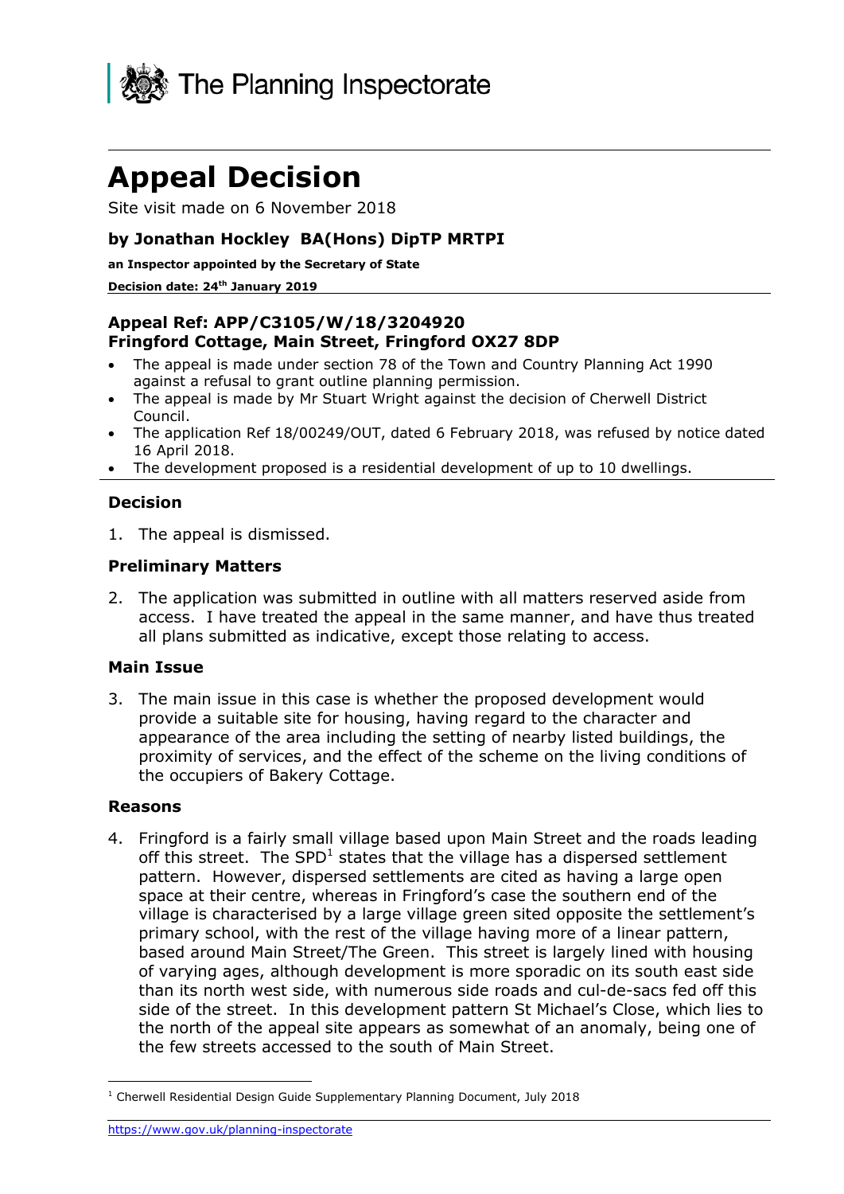The Planning Inspectorate

# Appeal Decision

Site visit made on 6 November 2018

**by Jonathan Hockley BA(Hons) DipTP MRTPI**

**an Inspector appointed by the Secretary of State**

**Decision date: 24th January 2019**

**Appeal Ref: APP/C3105/W/18/3204920**
**Fringford Cottage, Main Street, Fringford OX27 8DP**

- The appeal is made under section 78 of the Town and Country Planning Act 1990 against a refusal to grant outline planning permission.
- The appeal is made by Mr Stuart Wright against the decision of Cherwell District Council.
- The application Ref 18/00249/OUT, dated 6 February 2018, was refused by notice dated 16 April 2018.
- The development proposed is a residential development of up to 10 dwellings.

### Decision

1. The appeal is dismissed.

### Preliminary Matters

2. The application was submitted in outline with all matters reserved aside from access. I have treated the appeal in the same manner, and have thus treated all plans submitted as indicative, except those relating to access.

### Main Issue

3. The main issue in this case is whether the proposed development would provide a suitable site for housing, having regard to the character and appearance of the area including the setting of nearby listed buildings, the proximity of services, and the effect of the scheme on the living conditions of the occupiers of Bakery Cottage.

### Reasons

4. Fringford is a fairly small village based upon Main Street and the roads leading off this street. The SPD[1] states that the village has a dispersed settlement pattern. However, dispersed settlements are cited as having a large open space at their centre, whereas in Fringford's case the southern end of the village is characterised by a large village green sited opposite the settlement's primary school, with the rest of the village having more of a linear pattern, based around Main Street/The Green. This street is largely lined with housing of varying ages, although development is more sporadic on its south east side than its north west side, with numerous side roads and cul-de-sacs fed off this side of the street. In this development pattern St Michael's Close, which lies to the north of the appeal site appears as somewhat of an anomaly, being one of the few streets accessed to the south of Main Street.

[1] Cherwell Residential Design Guide Supplementary Planning Document, July 2018

https://www.gov.uk/planning-inspectorate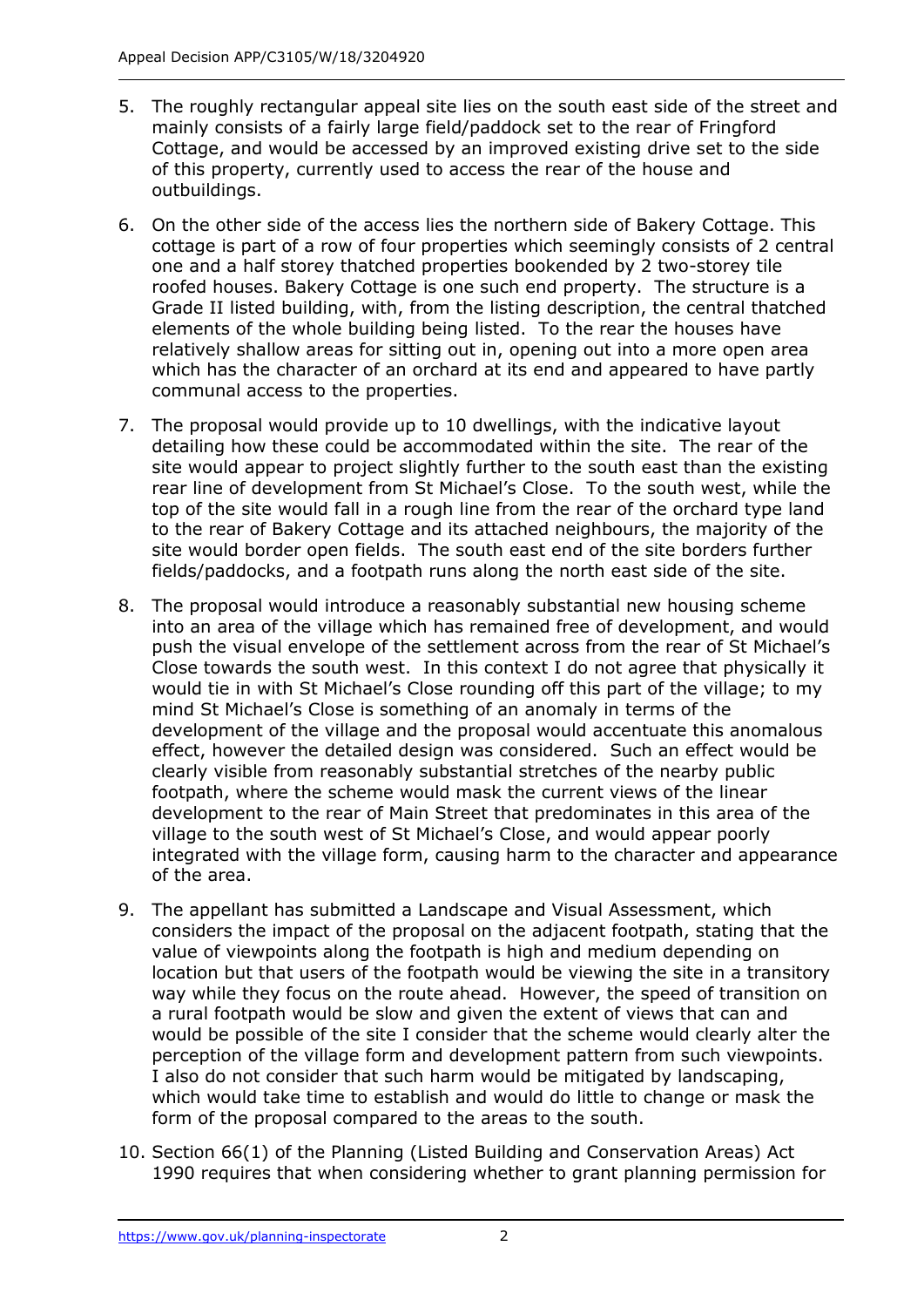5. The roughly rectangular appeal site lies on the south east side of the street and mainly consists of a fairly large field/paddock set to the rear of Fringford Cottage, and would be accessed by an improved existing drive set to the side of this property, currently used to access the rear of the house and outbuildings.

6. On the other side of the access lies the northern side of Bakery Cottage. This cottage is part of a row of four properties which seemingly consists of 2 central one and a half storey thatched properties bookended by 2 two-storey tile roofed houses. Bakery Cottage is one such end property. The structure is a Grade II listed building, with, from the listing description, the central thatched elements of the whole building being listed. To the rear the houses have relatively shallow areas for sitting out in, opening out into a more open area which has the character of an orchard at its end and appeared to have partly communal access to the properties.

7. The proposal would provide up to 10 dwellings, with the indicative layout detailing how these could be accommodated within the site. The rear of the site would appear to project slightly further to the south east than the existing rear line of development from St Michael's Close. To the south west, while the top of the site would fall in a rough line from the rear of the orchard type land to the rear of Bakery Cottage and its attached neighbours, the majority of the site would border open fields. The south east end of the site borders further fields/paddocks, and a footpath runs along the north east side of the site.

8. The proposal would introduce a reasonably substantial new housing scheme into an area of the village which has remained free of development, and would push the visual envelope of the settlement across from the rear of St Michael's Close towards the south west. In this context I do not agree that physically it would tie in with St Michael's Close rounding off this part of the village; to my mind St Michael's Close is something of an anomaly in terms of the development of the village and the proposal would accentuate this anomalous effect, however the detailed design was considered. Such an effect would be clearly visible from reasonably substantial stretches of the nearby public footpath, where the scheme would mask the current views of the linear development to the rear of Main Street that predominates in this area of the village to the south west of St Michael's Close, and would appear poorly integrated with the village form, causing harm to the character and appearance of the area.

9. The appellant has submitted a Landscape and Visual Assessment, which considers the impact of the proposal on the adjacent footpath, stating that the value of viewpoints along the footpath is high and medium depending on location but that users of the footpath would be viewing the site in a transitory way while they focus on the route ahead. However, the speed of transition on a rural footpath would be slow and given the extent of views that can and would be possible of the site I consider that the scheme would clearly alter the perception of the village form and development pattern from such viewpoints. I also do not consider that such harm would be mitigated by landscaping, which would take time to establish and would do little to change or mask the form of the proposal compared to the areas to the south.

10. Section 66(1) of the Planning (Listed Building and Conservation Areas) Act 1990 requires that when considering whether to grant planning permission for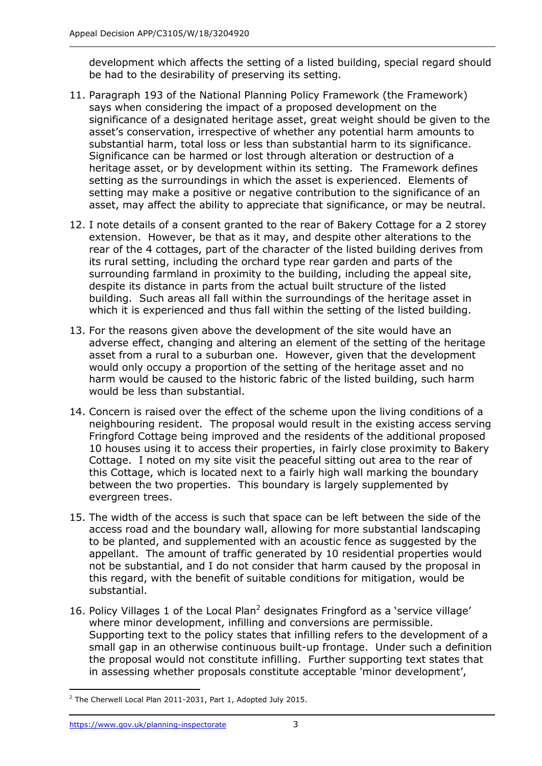development which affects the setting of a listed building, special regard should be had to the desirability of preserving its setting.

11. Paragraph 193 of the National Planning Policy Framework (the Framework) says when considering the impact of a proposed development on the significance of a designated heritage asset, great weight should be given to the asset's conservation, irrespective of whether any potential harm amounts to substantial harm, total loss or less than substantial harm to its significance. Significance can be harmed or lost through alteration or destruction of a heritage asset, or by development within its setting. The Framework defines setting as the surroundings in which the asset is experienced. Elements of setting may make a positive or negative contribution to the significance of an asset, may affect the ability to appreciate that significance, or may be neutral.

12. I note details of a consent granted to the rear of Bakery Cottage for a 2 storey extension. However, be that as it may, and despite other alterations to the rear of the 4 cottages, part of the character of the listed building derives from its rural setting, including the orchard type rear garden and parts of the surrounding farmland in proximity to the building, including the appeal site, despite its distance in parts from the actual built structure of the listed building. Such areas all fall within the surroundings of the heritage asset in which it is experienced and thus fall within the setting of the listed building.

13. For the reasons given above the development of the site would have an adverse effect, changing and altering an element of the setting of the heritage asset from a rural to a suburban one. However, given that the development would only occupy a proportion of the setting of the heritage asset and no harm would be caused to the historic fabric of the listed building, such harm would be less than substantial.

14. Concern is raised over the effect of the scheme upon the living conditions of a neighbouring resident. The proposal would result in the existing access serving Fringford Cottage being improved and the residents of the additional proposed 10 houses using it to access their properties, in fairly close proximity to Bakery Cottage. I noted on my site visit the peaceful sitting out area to the rear of this Cottage, which is located next to a fairly high wall marking the boundary between the two properties. This boundary is largely supplemented by evergreen trees.

15. The width of the access is such that space can be left between the side of the access road and the boundary wall, allowing for more substantial landscaping to be planted, and supplemented with an acoustic fence as suggested by the appellant. The amount of traffic generated by 10 residential properties would not be substantial, and I do not consider that harm caused by the proposal in this regard, with the benefit of suitable conditions for mitigation, would be substantial.

16. Policy Villages 1 of the Local Plan[2] designates Fringford as a 'service village' where minor development, infilling and conversions are permissible. Supporting text to the policy states that infilling refers to the development of a small gap in an otherwise continuous built-up frontage. Under such a definition the proposal would not constitute infilling. Further supporting text states that in assessing whether proposals constitute acceptable 'minor development',

[2] The Cherwell Local Plan 2011-2031, Part 1, Adopted July 2015.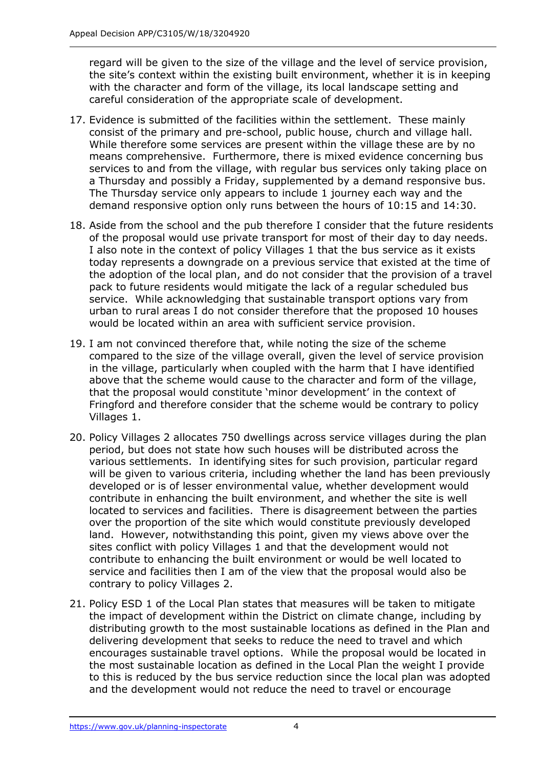regard will be given to the size of the village and the level of service provision, the site's context within the existing built environment, whether it is in keeping with the character and form of the village, its local landscape setting and careful consideration of the appropriate scale of development.

17. Evidence is submitted of the facilities within the settlement. These mainly consist of the primary and pre-school, public house, church and village hall. While therefore some services are present within the village these are by no means comprehensive. Furthermore, there is mixed evidence concerning bus services to and from the village, with regular bus services only taking place on a Thursday and possibly a Friday, supplemented by a demand responsive bus. The Thursday service only appears to include 1 journey each way and the demand responsive option only runs between the hours of 10:15 and 14:30.

18. Aside from the school and the pub therefore I consider that the future residents of the proposal would use private transport for most of their day to day needs. I also note in the context of policy Villages 1 that the bus service as it exists today represents a downgrade on a previous service that existed at the time of the adoption of the local plan, and do not consider that the provision of a travel pack to future residents would mitigate the lack of a regular scheduled bus service. While acknowledging that sustainable transport options vary from urban to rural areas I do not consider therefore that the proposed 10 houses would be located within an area with sufficient service provision.

19. I am not convinced therefore that, while noting the size of the scheme compared to the size of the village overall, given the level of service provision in the village, particularly when coupled with the harm that I have identified above that the scheme would cause to the character and form of the village, that the proposal would constitute 'minor development' in the context of Fringford and therefore consider that the scheme would be contrary to policy Villages 1.

20. Policy Villages 2 allocates 750 dwellings across service villages during the plan period, but does not state how such houses will be distributed across the various settlements. In identifying sites for such provision, particular regard will be given to various criteria, including whether the land has been previously developed or is of lesser environmental value, whether development would contribute in enhancing the built environment, and whether the site is well located to services and facilities. There is disagreement between the parties over the proportion of the site which would constitute previously developed land. However, notwithstanding this point, given my views above over the sites conflict with policy Villages 1 and that the development would not contribute to enhancing the built environment or would be well located to service and facilities then I am of the view that the proposal would also be contrary to policy Villages 2.

21. Policy ESD 1 of the Local Plan states that measures will be taken to mitigate the impact of development within the District on climate change, including by distributing growth to the most sustainable locations as defined in the Plan and delivering development that seeks to reduce the need to travel and which encourages sustainable travel options. While the proposal would be located in the most sustainable location as defined in the Local Plan the weight I provide to this is reduced by the bus service reduction since the local plan was adopted and the development would not reduce the need to travel or encourage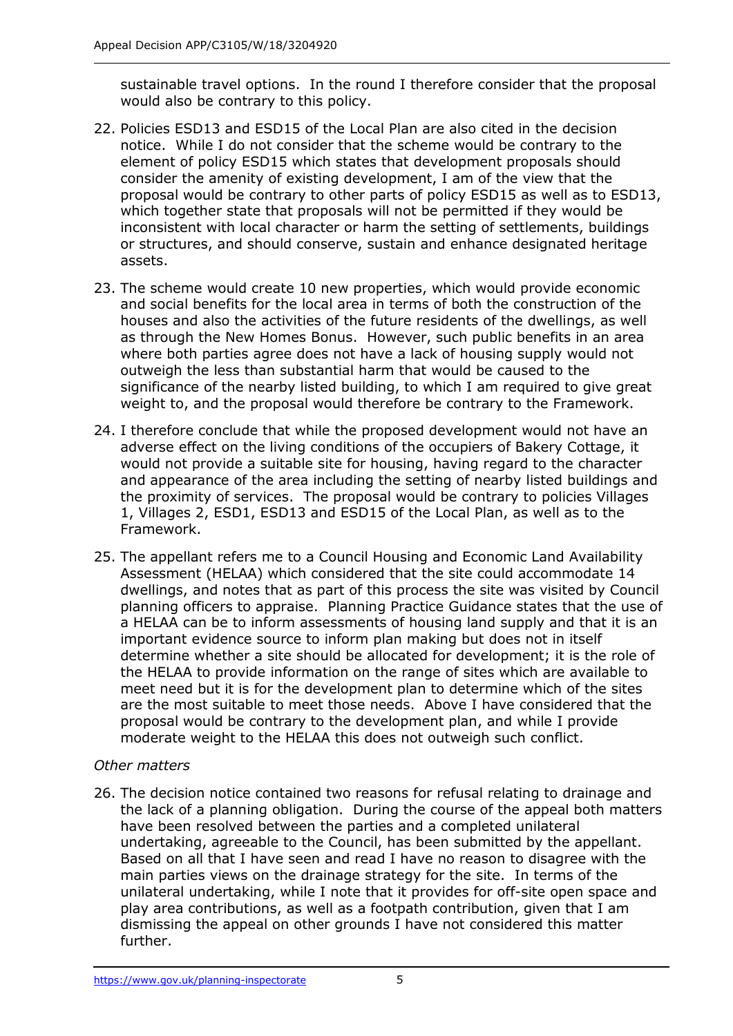sustainable travel options. In the round I therefore consider that the proposal would also be contrary to this policy.

22. Policies ESD13 and ESD15 of the Local Plan are also cited in the decision notice. While I do not consider that the scheme would be contrary to the element of policy ESD15 which states that development proposals should consider the amenity of existing development, I am of the view that the proposal would be contrary to other parts of policy ESD15 as well as to ESD13, which together state that proposals will not be permitted if they would be inconsistent with local character or harm the setting of settlements, buildings or structures, and should conserve, sustain and enhance designated heritage assets.

23. The scheme would create 10 new properties, which would provide economic and social benefits for the local area in terms of both the construction of the houses and also the activities of the future residents of the dwellings, as well as through the New Homes Bonus. However, such public benefits in an area where both parties agree does not have a lack of housing supply would not outweigh the less than substantial harm that would be caused to the significance of the nearby listed building, to which I am required to give great weight to, and the proposal would therefore be contrary to the Framework.

24. I therefore conclude that while the proposed development would not have an adverse effect on the living conditions of the occupiers of Bakery Cottage, it would not provide a suitable site for housing, having regard to the character and appearance of the area including the setting of nearby listed buildings and the proximity of services. The proposal would be contrary to policies Villages 1, Villages 2, ESD1, ESD13 and ESD15 of the Local Plan, as well as to the Framework.

25. The appellant refers me to a Council Housing and Economic Land Availability Assessment (HELAA) which considered that the site could accommodate 14 dwellings, and notes that as part of this process the site was visited by Council planning officers to appraise. Planning Practice Guidance states that the use of a HELAA can be to inform assessments of housing land supply and that it is an important evidence source to inform plan making but does not in itself determine whether a site should be allocated for development; it is the role of the HELAA to provide information on the range of sites which are available to meet need but it is for the development plan to determine which of the sites are the most suitable to meet those needs. Above I have considered that the proposal would be contrary to the development plan, and while I provide moderate weight to the HELAA this does not outweigh such conflict.

*Other matters*

26. The decision notice contained two reasons for refusal relating to drainage and the lack of a planning obligation. During the course of the appeal both matters have been resolved between the parties and a completed unilateral undertaking, agreeable to the Council, has been submitted by the appellant. Based on all that I have seen and read I have no reason to disagree with the main parties views on the drainage strategy for the site. In terms of the unilateral undertaking, while I note that it provides for off-site open space and play area contributions, as well as a footpath contribution, given that I am dismissing the appeal on other grounds I have not considered this matter further.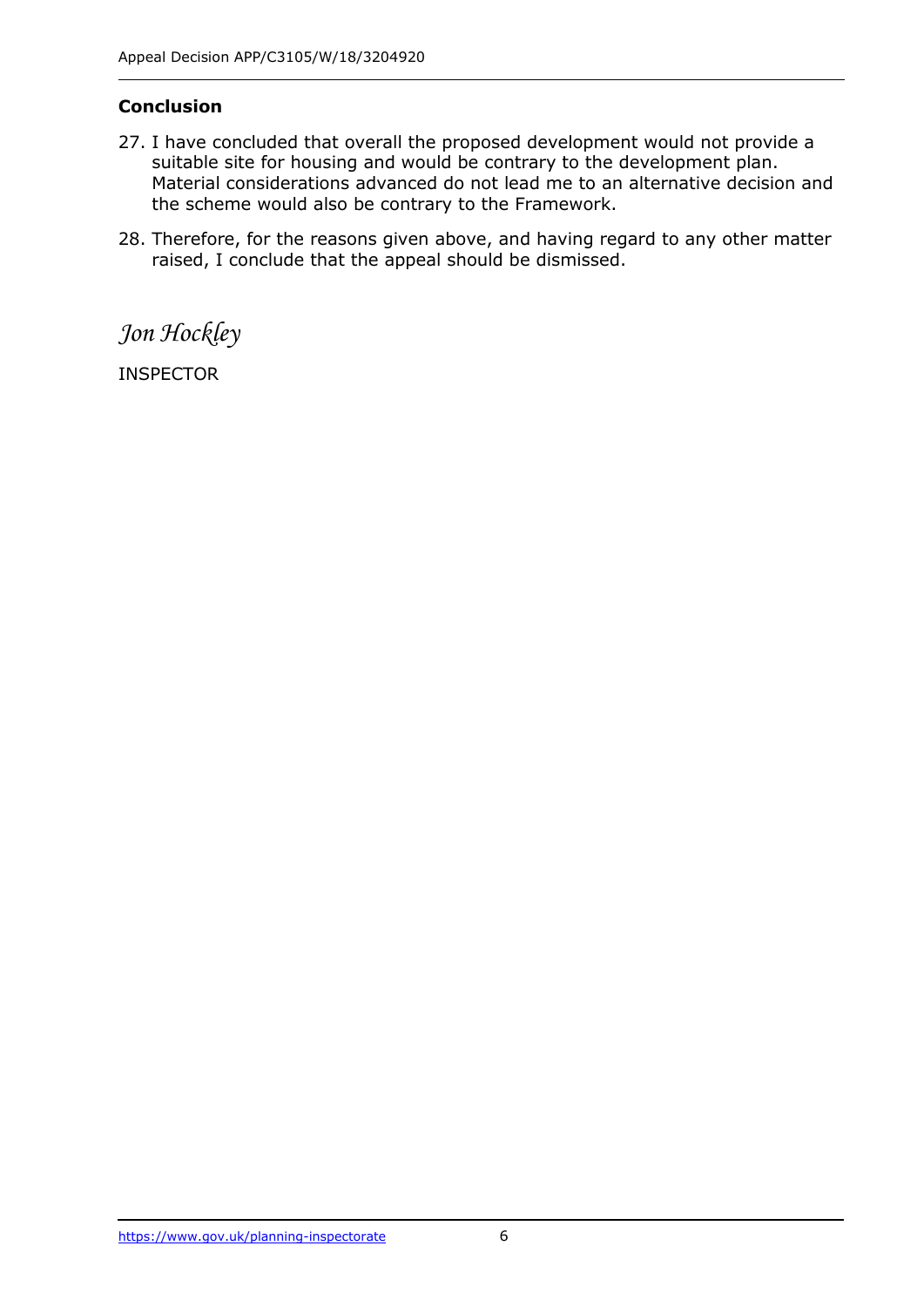### Conclusion

27. I have concluded that overall the proposed development would not provide a suitable site for housing and would be contrary to the development plan. Material considerations advanced do not lead me to an alternative decision and the scheme would also be contrary to the Framework.

28. Therefore, for the reasons given above, and having regard to any other matter raised, I conclude that the appeal should be dismissed.

*Jon Hockley*

INSPECTOR